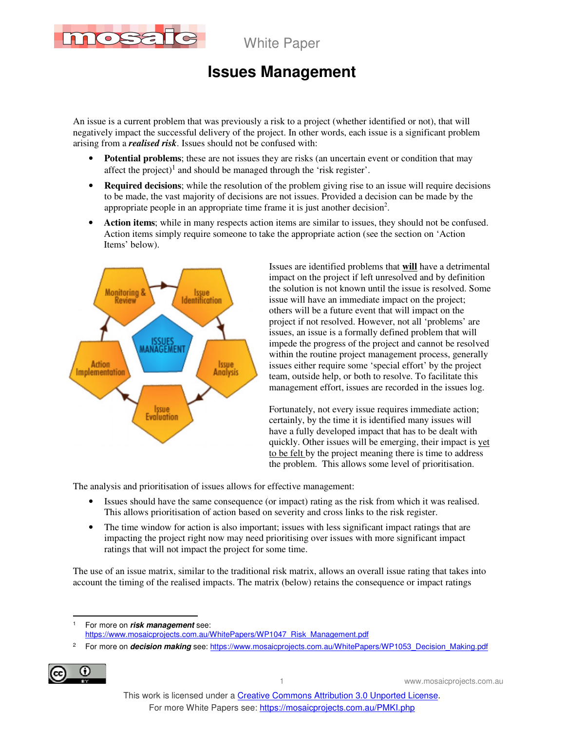# Issues Management

An issue is a current problem that was previously a risk to a project (whether identified or not), that will negatively impact the successful delivery of the project. In other words, each issue is a significant problem arising from a ***realised risk***. Issues should not be confused with:

- **Potential problems**; these are not issues they are risks (an uncertain event or condition that may affect the project)[1] and should be managed through the 'risk register'.
- **Required decisions**; while the resolution of the problem giving rise to an issue will require decisions to be made, the vast majority of decisions are not issues. Provided a decision can be made by the appropriate people in an appropriate time frame it is just another decision[2].
- **Action items**; while in many respects action items are similar to issues, they should not be confused. Action items simply require someone to take the appropriate action (see the section on 'Action Items' below).

Issues are identified problems that **will** have a detrimental impact on the project if left unresolved and by definition the solution is not known until the issue is resolved. Some issue will have an immediate impact on the project; others will be a future event that will impact on the project if not resolved. However, not all 'problems' are issues, an issue is a formally defined problem that will impede the progress of the project and cannot be resolved within the routine project management process, generally issues either require some 'special effort' by the project team, outside help, or both to resolve. To facilitate this management effort, issues are recorded in the issues log.

Fortunately, not every issue requires immediate action; certainly, by the time it is identified many issues will have a fully developed impact that has to be dealt with quickly. Other issues will be emerging, their impact is yet to be felt by the project meaning there is time to address the problem. This allows some level of prioritisation.

The analysis and prioritisation of issues allows for effective management:

- Issues should have the same consequence (or impact) rating as the risk from which it was realised. This allows prioritisation of action based on severity and cross links to the risk register.
- The time window for action is also important; issues with less significant impact ratings that are impacting the project right now may need prioritising over issues with more significant impact ratings that will not impact the project for some time.

The use of an issue matrix, similar to the traditional risk matrix, allows an overall issue rating that takes into account the timing of the realised impacts. The matrix (below) retains the consequence or impact ratings

---

[1] For more on ***risk management*** see: https://www.mosaicprojects.com.au/WhitePapers/WP1047_Risk_Management.pdf

[2] For more on ***decision making*** see: https://www.mosaicprojects.com.au/WhitePapers/WP1053_Decision_Making.pdf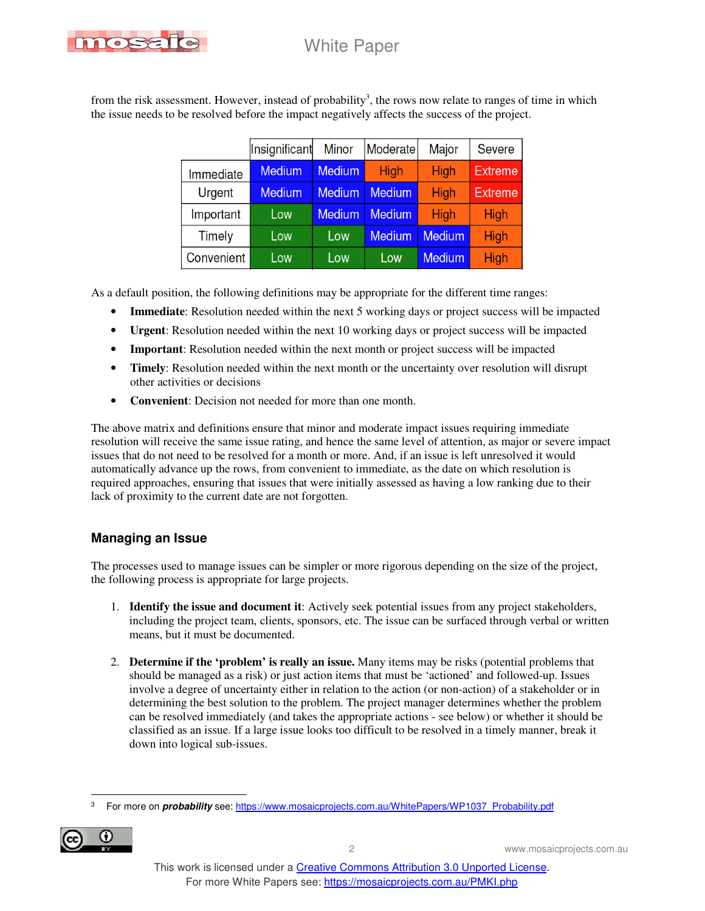from the risk assessment. However, instead of probability[3], the rows now relate to ranges of time in which the issue needs to be resolved before the impact negatively affects the success of the project.

| | Insignificant | Minor | Moderate | Major | Severe |
|---|---|---|---|---|---|
| Immediate | Medium | Medium | High | High | Extreme |
| Urgent | Medium | Medium | Medium | High | Extreme |
| Important | Low | Medium | Medium | High | High |
| Timely | Low | Low | Medium | Medium | High |
| Convenient | Low | Low | Low | Medium | High |

As a default position, the following definitions may be appropriate for the different time ranges:

- **Immediate**: Resolution needed within the next 5 working days or project success will be impacted
- **Urgent**: Resolution needed within the next 10 working days or project success will be impacted
- **Important**: Resolution needed within the next month or project success will be impacted
- **Timely**: Resolution needed within the next month or the uncertainty over resolution will disrupt other activities or decisions
- **Convenient**: Decision not needed for more than one month.

The above matrix and definitions ensure that minor and moderate impact issues requiring immediate resolution will receive the same issue rating, and hence the same level of attention, as major or severe impact issues that do not need to be resolved for a month or more. And, if an issue is left unresolved it would automatically advance up the rows, from convenient to immediate, as the date on which resolution is required approaches, ensuring that issues that were initially assessed as having a low ranking due to their lack of proximity to the current date are not forgotten.

## Managing an Issue

The processes used to manage issues can be simpler or more rigorous depending on the size of the project, the following process is appropriate for large projects.

1. **Identify the issue and document it**: Actively seek potential issues from any project stakeholders, including the project team, clients, sponsors, etc. The issue can be surfaced through verbal or written means, but it must be documented.

2. **Determine if the 'problem' is really an issue.** Many items may be risks (potential problems that should be managed as a risk) or just action items that must be 'actioned' and followed-up. Issues involve a degree of uncertainty either in relation to the action (or non-action) of a stakeholder or in determining the best solution to the problem. The project manager determines whether the problem can be resolved immediately (and takes the appropriate actions - see below) or whether it should be classified as an issue. If a large issue looks too difficult to be resolved in a timely manner, break it down into logical sub-issues.

---

[3] For more on ***probability*** see: https://www.mosaicprojects.com.au/WhitePapers/WP1037_Probability.pdf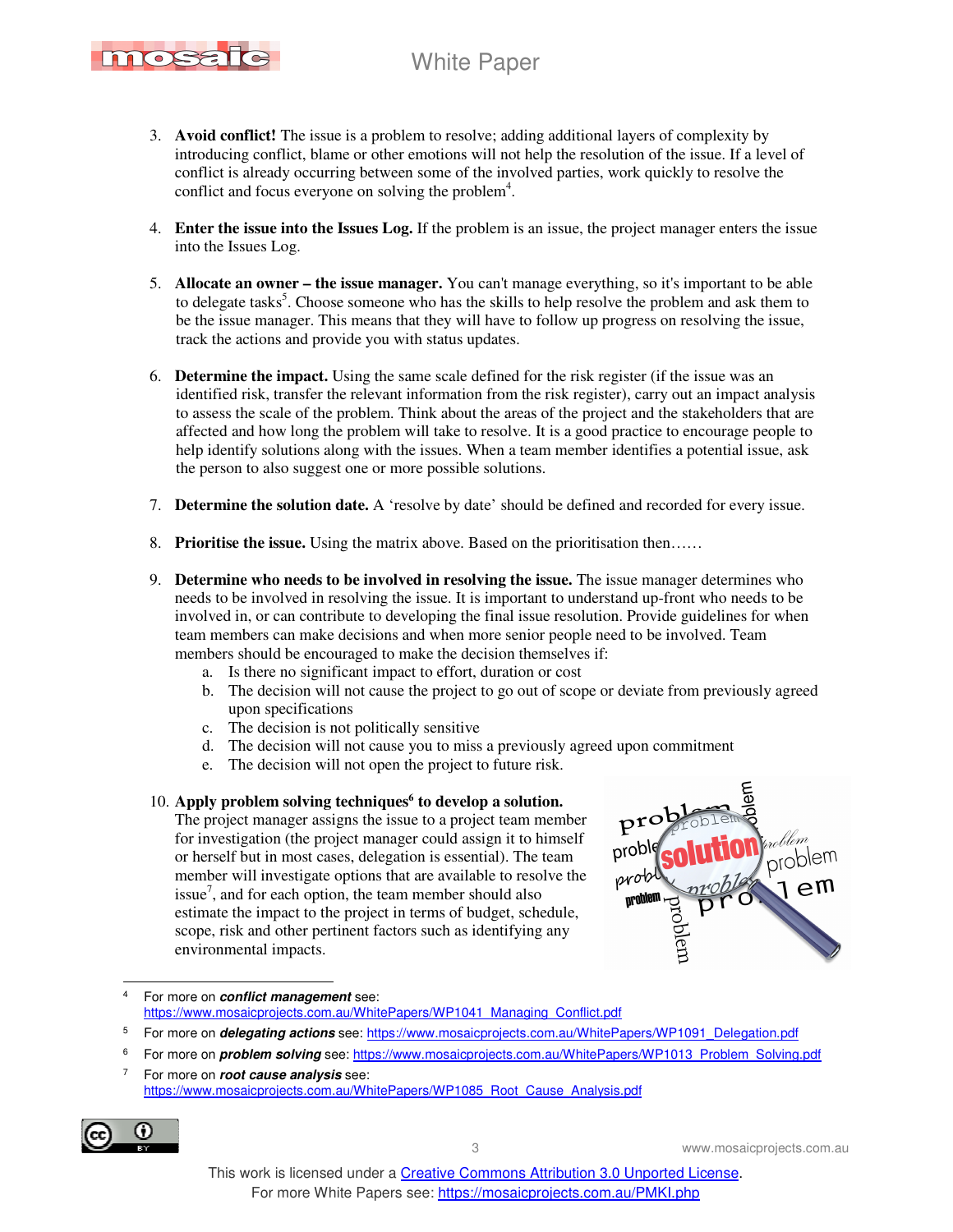3. **Avoid conflict!** The issue is a problem to resolve; adding additional layers of complexity by introducing conflict, blame or other emotions will not help the resolution of the issue. If a level of conflict is already occurring between some of the involved parties, work quickly to resolve the conflict and focus everyone on solving the problem[4].

4. **Enter the issue into the Issues Log.** If the problem is an issue, the project manager enters the issue into the Issues Log.

5. **Allocate an owner – the issue manager.** You can't manage everything, so it's important to be able to delegate tasks[5]. Choose someone who has the skills to help resolve the problem and ask them to be the issue manager. This means that they will have to follow up progress on resolving the issue, track the actions and provide you with status updates.

6. **Determine the impact.** Using the same scale defined for the risk register (if the issue was an identified risk, transfer the relevant information from the risk register), carry out an impact analysis to assess the scale of the problem. Think about the areas of the project and the stakeholders that are affected and how long the problem will take to resolve. It is a good practice to encourage people to help identify solutions along with the issues. When a team member identifies a potential issue, ask the person to also suggest one or more possible solutions.

7. **Determine the solution date.** A 'resolve by date' should be defined and recorded for every issue.

8. **Prioritise the issue.** Using the matrix above. Based on the prioritisation then……

9. **Determine who needs to be involved in resolving the issue.** The issue manager determines who needs to be involved in resolving the issue. It is important to understand up-front who needs to be involved in, or can contribute to developing the final issue resolution. Provide guidelines for when team members can make decisions and when more senior people need to be involved. Team members should be encouraged to make the decision themselves if:
   a. Is there no significant impact to effort, duration or cost
   b. The decision will not cause the project to go out of scope or deviate from previously agreed upon specifications
   c. The decision is not politically sensitive
   d. The decision will not cause you to miss a previously agreed upon commitment
   e. The decision will not open the project to future risk.

10. **Apply problem solving techniques[6] to develop a solution.** The project manager assigns the issue to a project team member for investigation (the project manager could assign it to himself or herself but in most cases, delegation is essential). The team member will investigate options that are available to resolve the issue[7], and for each option, the team member should also estimate the impact to the project in terms of budget, schedule, scope, risk and other pertinent factors such as identifying any environmental impacts.

---

[4] For more on ***conflict management*** see: https://www.mosaicprojects.com.au/WhitePapers/WP1041_Managing_Conflict.pdf

[5] For more on ***delegating actions*** see: https://www.mosaicprojects.com.au/WhitePapers/WP1091_Delegation.pdf

[6] For more on ***problem solving*** see: https://www.mosaicprojects.com.au/WhitePapers/WP1013_Problem_Solving.pdf

[7] For more on ***root cause analysis*** see: https://www.mosaicprojects.com.au/WhitePapers/WP1085_Root_Cause_Analysis.pdf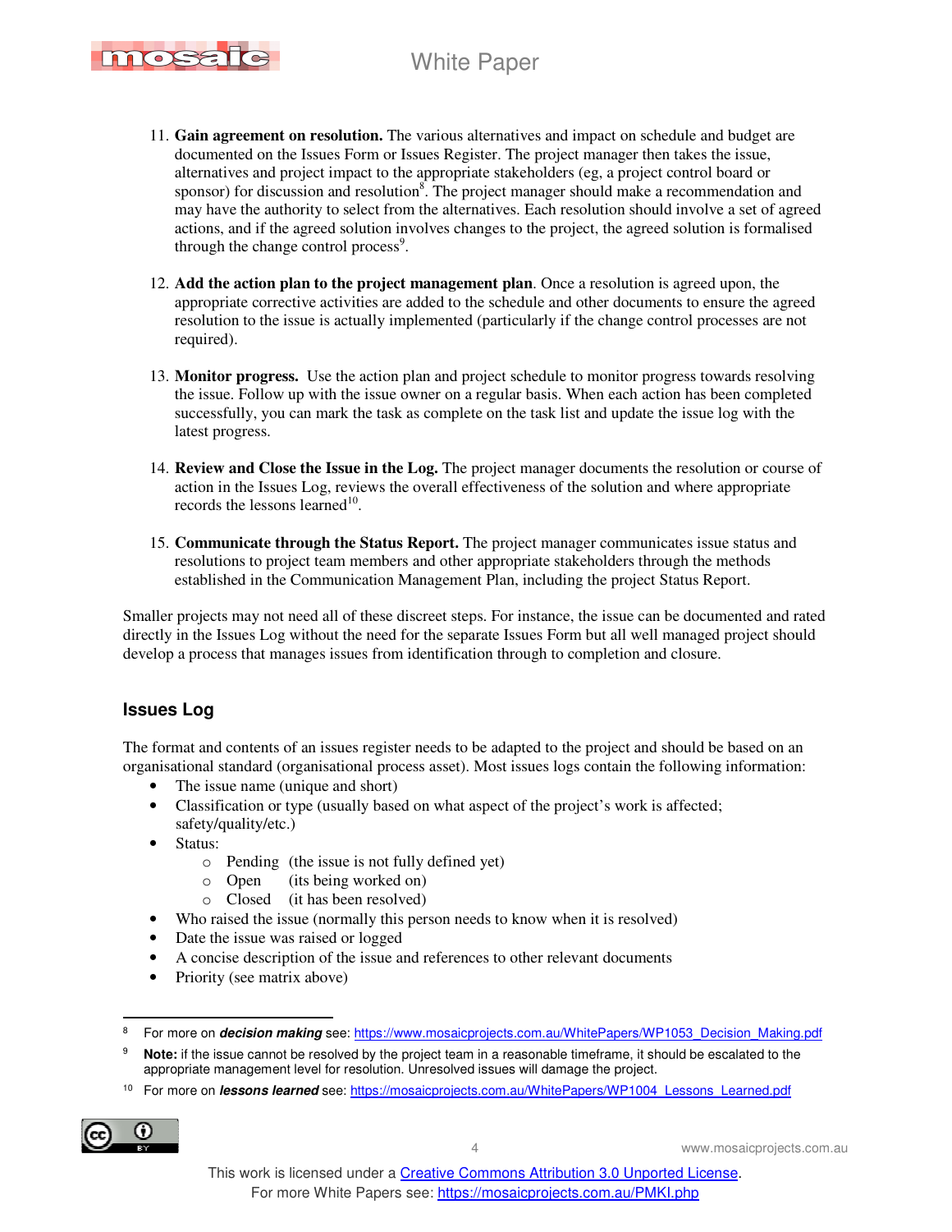11. **Gain agreement on resolution.** The various alternatives and impact on schedule and budget are documented on the Issues Form or Issues Register. The project manager then takes the issue, alternatives and project impact to the appropriate stakeholders (eg, a project control board or sponsor) for discussion and resolution[8]. The project manager should make a recommendation and may have the authority to select from the alternatives. Each resolution should involve a set of agreed actions, and if the agreed solution involves changes to the project, the agreed solution is formalised through the change control process[9].

12. **Add the action plan to the project management plan**. Once a resolution is agreed upon, the appropriate corrective activities are added to the schedule and other documents to ensure the agreed resolution to the issue is actually implemented (particularly if the change control processes are not required).

13. **Monitor progress.** Use the action plan and project schedule to monitor progress towards resolving the issue. Follow up with the issue owner on a regular basis. When each action has been completed successfully, you can mark the task as complete on the task list and update the issue log with the latest progress.

14. **Review and Close the Issue in the Log.** The project manager documents the resolution or course of action in the Issues Log, reviews the overall effectiveness of the solution and where appropriate records the lessons learned[10].

15. **Communicate through the Status Report.** The project manager communicates issue status and resolutions to project team members and other appropriate stakeholders through the methods established in the Communication Management Plan, including the project Status Report.

Smaller projects may not need all of these discreet steps. For instance, the issue can be documented and rated directly in the Issues Log without the need for the separate Issues Form but all well managed project should develop a process that manages issues from identification through to completion and closure.

## Issues Log

The format and contents of an issues register needs to be adapted to the project and should be based on an organisational standard (organisational process asset). Most issues logs contain the following information:

- The issue name (unique and short)
- Classification or type (usually based on what aspect of the project's work is affected; safety/quality/etc.)
- Status:
  - Pending (the issue is not fully defined yet)
  - Open (its being worked on)
  - Closed (it has been resolved)
- Who raised the issue (normally this person needs to know when it is resolved)
- Date the issue was raised or logged
- A concise description of the issue and references to other relevant documents
- Priority (see matrix above)

---

[8] For more on ***decision making*** see: https://www.mosaicprojects.com.au/WhitePapers/WP1053_Decision_Making.pdf

[9] **Note:** if the issue cannot be resolved by the project team in a reasonable timeframe, it should be escalated to the appropriate management level for resolution. Unresolved issues will damage the project.

[10] For more on ***lessons learned*** see: https://mosaicprojects.com.au/WhitePapers/WP1004_Lessons_Learned.pdf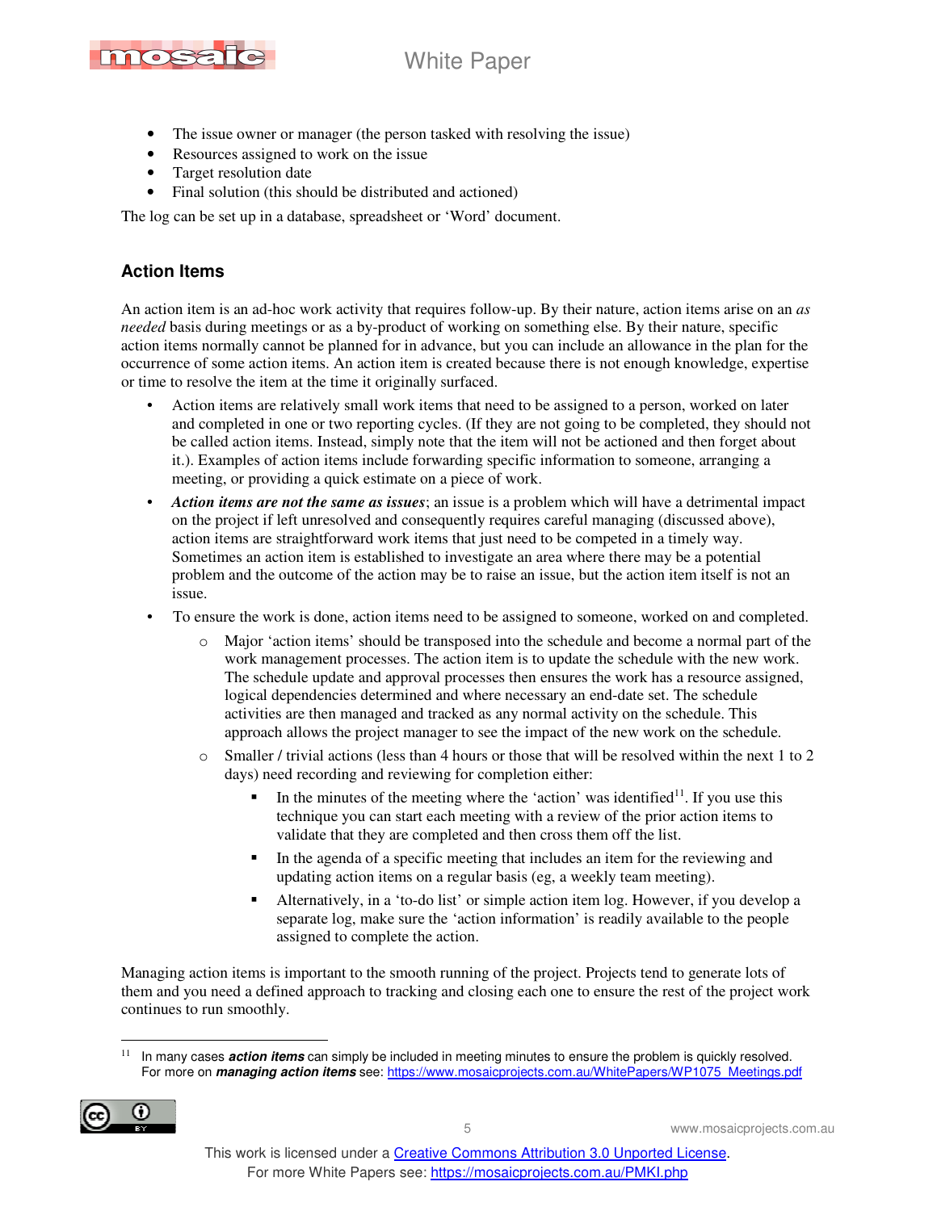- The issue owner or manager (the person tasked with resolving the issue)
- Resources assigned to work on the issue
- Target resolution date
- Final solution (this should be distributed and actioned)

The log can be set up in a database, spreadsheet or 'Word' document.

## Action Items

An action item is an ad-hoc work activity that requires follow-up. By their nature, action items arise on an *as needed* basis during meetings or as a by-product of working on something else. By their nature, specific action items normally cannot be planned for in advance, but you can include an allowance in the plan for the occurrence of some action items. An action item is created because there is not enough knowledge, expertise or time to resolve the item at the time it originally surfaced.

- Action items are relatively small work items that need to be assigned to a person, worked on later and completed in one or two reporting cycles. (If they are not going to be completed, they should not be called action items. Instead, simply note that the item will not be actioned and then forget about it.). Examples of action items include forwarding specific information to someone, arranging a meeting, or providing a quick estimate on a piece of work.
- ***Action items are not the same as issues***; an issue is a problem which will have a detrimental impact on the project if left unresolved and consequently requires careful managing (discussed above), action items are straightforward work items that just need to be competed in a timely way. Sometimes an action item is established to investigate an area where there may be a potential problem and the outcome of the action may be to raise an issue, but the action item itself is not an issue.
- To ensure the work is done, action items need to be assigned to someone, worked on and completed.
  - Major 'action items' should be transposed into the schedule and become a normal part of the work management processes. The action item is to update the schedule with the new work. The schedule update and approval processes then ensures the work has a resource assigned, logical dependencies determined and where necessary an end-date set. The schedule activities are then managed and tracked as any normal activity on the schedule. This approach allows the project manager to see the impact of the new work on the schedule.
  - Smaller / trivial actions (less than 4 hours or those that will be resolved within the next 1 to 2 days) need recording and reviewing for completion either:
    - In the minutes of the meeting where the 'action' was identified[11]. If you use this technique you can start each meeting with a review of the prior action items to validate that they are completed and then cross them off the list.
    - In the agenda of a specific meeting that includes an item for the reviewing and updating action items on a regular basis (eg, a weekly team meeting).
    - Alternatively, in a 'to-do list' or simple action item log. However, if you develop a separate log, make sure the 'action information' is readily available to the people assigned to complete the action.

Managing action items is important to the smooth running of the project. Projects tend to generate lots of them and you need a defined approach to tracking and closing each one to ensure the rest of the project work continues to run smoothly.

---

[11] In many cases ***action items*** can simply be included in meeting minutes to ensure the problem is quickly resolved. For more on ***managing action items*** see: https://www.mosaicprojects.com.au/WhitePapers/WP1075_Meetings.pdf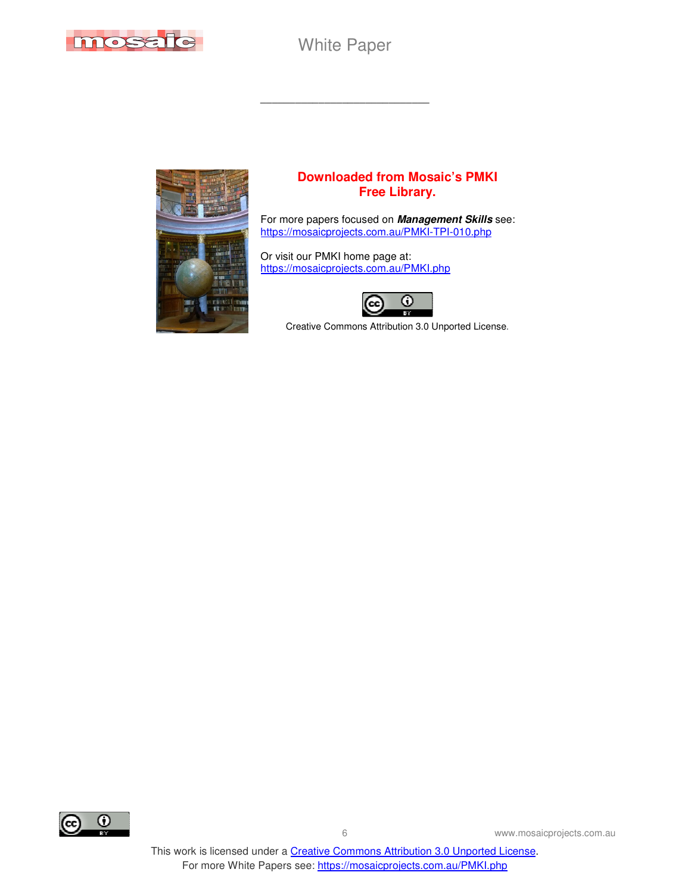_________________________

**Downloaded from Mosaic's PMKI Free Library.**

For more papers focused on ***Management Skills*** see:
https://mosaicprojects.com.au/PMKI-TPI-010.php

Or visit our PMKI home page at:
https://mosaicprojects.com.au/PMKI.php

Creative Commons Attribution 3.0 Unported License.